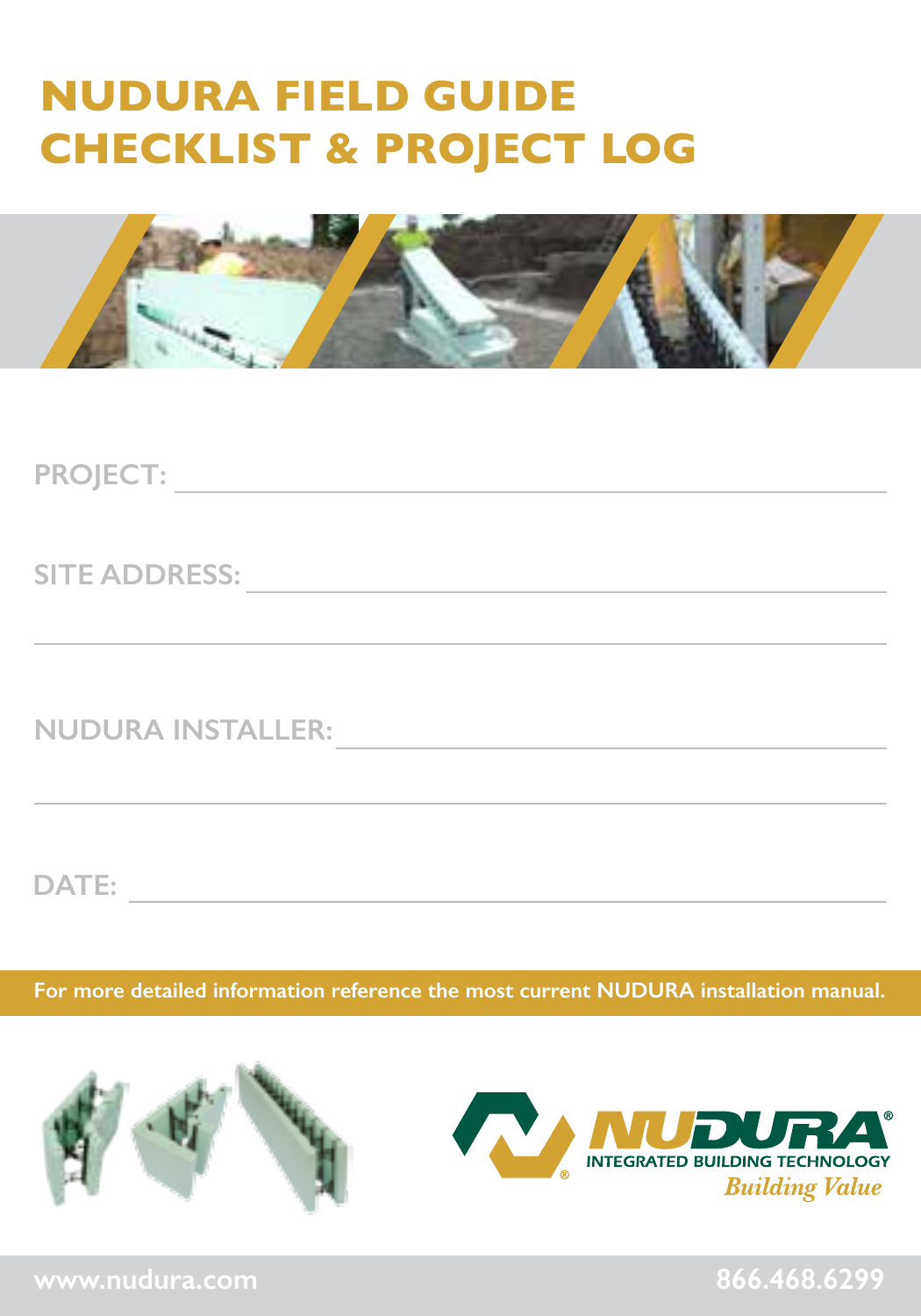# NUDURA FIELD GUIDE CHECKLIST & PROJECT LOG

**PROJECT:** ______________________________

**SITE ADDRESS:** ______________________________

______________________________

**NUDURA INSTALLER:** ______________________________

______________________________

**DATE:** ______________________________

**For more detailed information reference the most current NUDURA installation manual.**

NUDURA® INTEGRATED BUILDING TECHNOLOGY *Building Value*

www.nudura.com 866.468.6299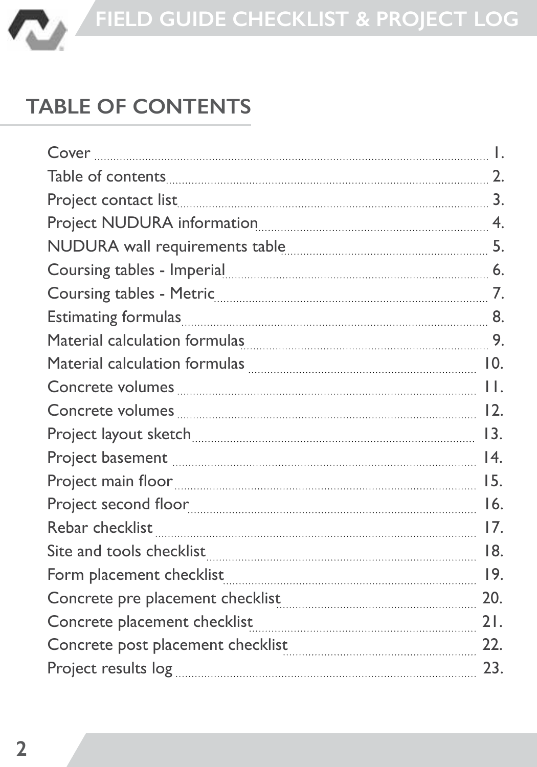## TABLE OF CONTENTS

| Section | Page |
|---|---|
| Cover | 1. |
| Table of contents | 2. |
| Project contact list | 3. |
| Project NUDURA information | 4. |
| NUDURA wall requirements table | 5. |
| Coursing tables - Imperial | 6. |
| Coursing tables - Metric | 7. |
| Estimating formulas | 8. |
| Material calculation formulas | 9. |
| Material calculation formulas | 10. |
| Concrete volumes | 11. |
| Concrete volumes | 12. |
| Project layout sketch | 13. |
| Project basement | 14. |
| Project main floor | 15. |
| Project second floor | 16. |
| Rebar checklist | 17. |
| Site and tools checklist | 18. |
| Form placement checklist | 19. |
| Concrete pre placement checklist | 20. |
| Concrete placement checklist | 21. |
| Concrete post placement checklist | 22. |
| Project results log | 23. |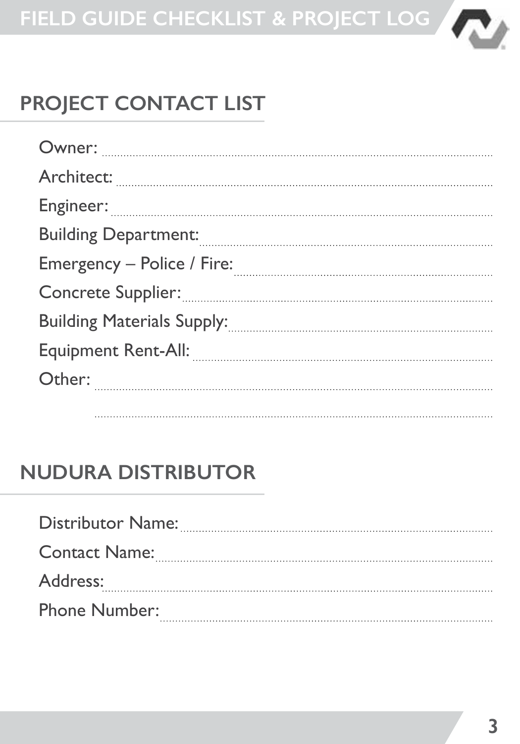## PROJECT CONTACT LIST

Owner: ..............................

Architect: ..............................

Engineer: ..............................

Building Department: ..............................

Emergency – Police / Fire: ..............................

Concrete Supplier: ..............................

Building Materials Supply: ..............................

Equipment Rent-All: ..............................

Other: ..............................

..............................

## NUDURA DISTRIBUTOR

Distributor Name: ..............................

Contact Name: ..............................

Address: ..............................

Phone Number: ..............................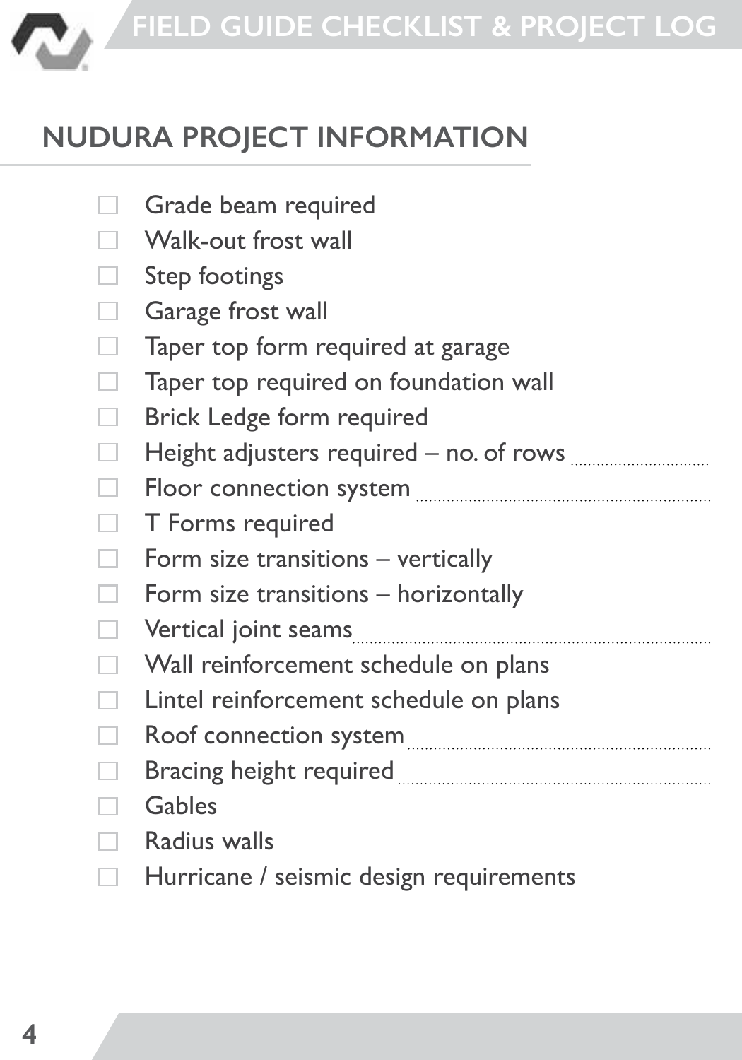## NUDURA PROJECT INFORMATION

- [ ] Grade beam required
- [ ] Walk-out frost wall
- [ ] Step footings
- [ ] Garage frost wall
- [ ] Taper top form required at garage
- [ ] Taper top required on foundation wall
- [ ] Brick Ledge form required
- [ ] Height adjusters required – no. of rows ..............................
- [ ] Floor connection system ..............................
- [ ] T Forms required
- [ ] Form size transitions – vertically
- [ ] Form size transitions – horizontally
- [ ] Vertical joint seams ..............................
- [ ] Wall reinforcement schedule on plans
- [ ] Lintel reinforcement schedule on plans
- [ ] Roof connection system ..............................
- [ ] Bracing height required ..............................
- [ ] Gables
- [ ] Radius walls
- [ ] Hurricane / seismic design requirements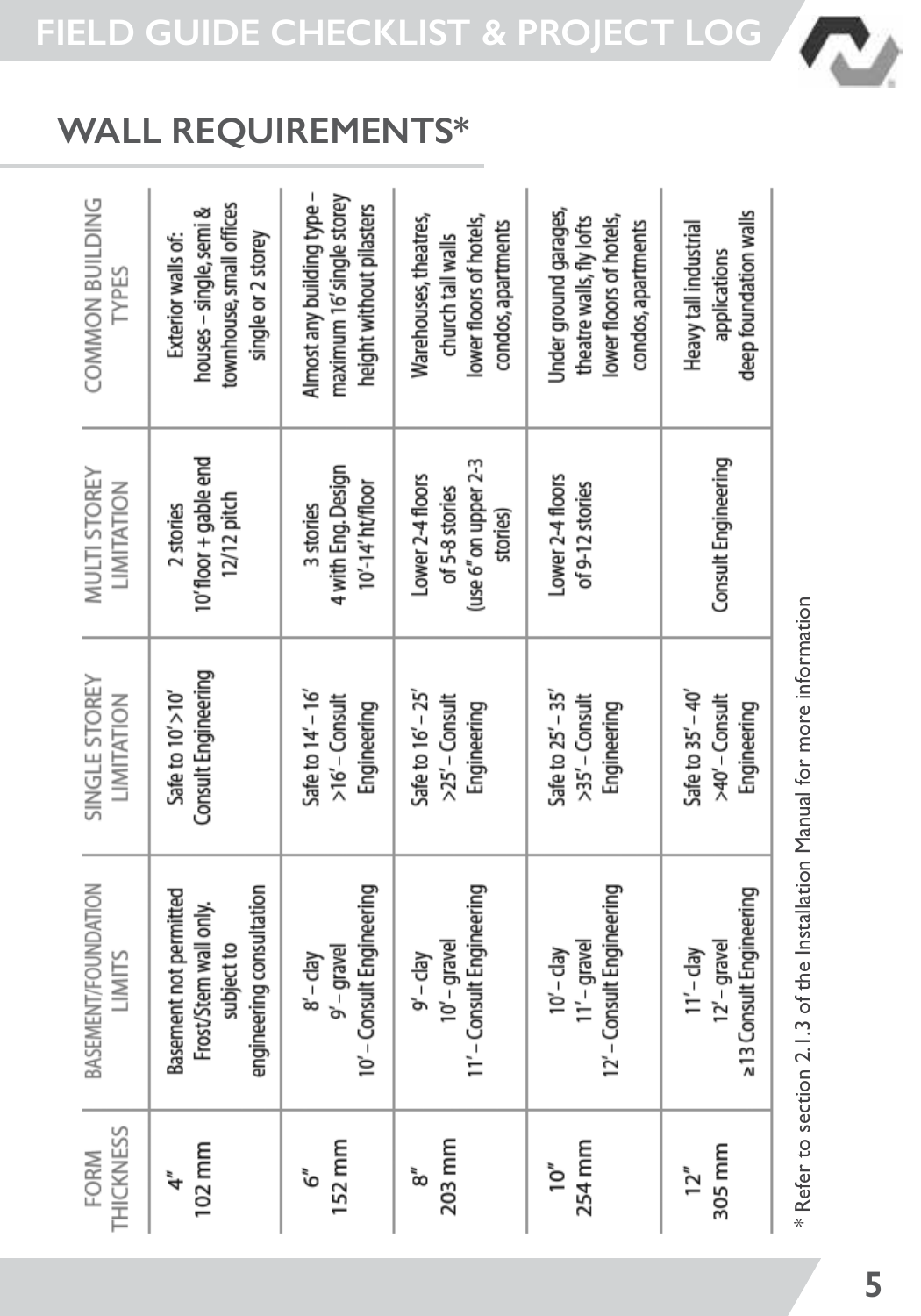## WALL REQUIREMENTS*

| FORM THICKNESS | BASEMENT/FOUNDATION LIMITS | SINGLE STOREY LIMITATION | MULTI STOREY LIMITATION | COMMON BUILDING TYPES |
|---|---|---|---|---|
| 4" 102 mm | Basement not permitted Frost/Stem wall only. subject to engineering consultation | Safe to 10' >10' Consult Engineering | 2 stories 10' floor + gable end 12/12 pitch | Exterior walls of: houses – single, semi & townhouse, small offices single or 2 storey |
| 6" 152 mm | 8' – clay 9' – gravel 10' – Consult Engineering | Safe to 14' – 16' >16' – Consult Engineering | 3 stories 4 with Eng. Design 10'-14' ht/floor | Almost any building type – maximum 16' single storey height without pilasters |
| 8" 203 mm | 9' – clay 10' – gravel 11' – Consult Engineering | Safe to 16' – 25' >25' – Consult Engineering | Lower 2-4 floors of 5-8 stories (use 6" on upper 2-3 stories) | Warehouses, theatres, church tall walls lower floors of hotels, condos, apartments |
| 10" 254 mm | 10' – clay 11' – gravel 12' – Consult Engineering | Safe to 25' – 35' >35' – Consult Engineering | Lower 2-4 floors of 9-12 stories | Under ground garages, theatre walls, fly lofts lower floors of hotels, condos, apartments |
| 12" 305 mm | 11' – clay 12' – gravel ≥13 Consult Engineering | Safe to 35' – 40' >40' – Consult Engineering | Consult Engineering | Heavy tall industrial applications deep foundation walls |

* Refer to section 2.1.3 of the Installation Manual for more information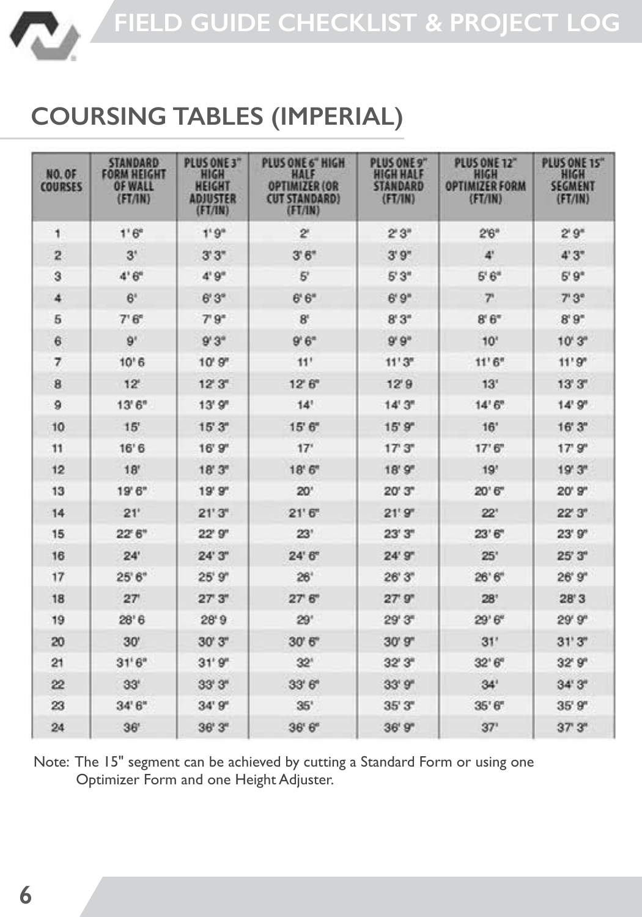## COURSING TABLES (IMPERIAL)

| NO. OF COURSES | STANDARD FORM HEIGHT OF WALL (FT/IN) | PLUS ONE 3" HIGH HEIGHT ADJUSTER (FT/IN) | PLUS ONE 6" HIGH HALF OPTIMIZER (OR CUT STANDARD) (FT/IN) | PLUS ONE 9" HIGH HALF STANDARD (FT/IN) | PLUS ONE 12" HIGH OPTIMIZER FORM (FT/IN) | PLUS ONE 15" HIGH SEGMENT (FT/IN) |
|---|---|---|---|---|---|---|
| 1 | 1' 6" | 1' 9" | 2' | 2' 3" | 2'6" | 2' 9" |
| 2 | 3' | 3' 3" | 3' 6" | 3' 9" | 4' | 4' 3" |
| 3 | 4' 6" | 4' 9" | 5' | 5' 3" | 5' 6" | 5' 9" |
| 4 | 6' | 6' 3" | 6' 6" | 6' 9" | 7' | 7' 3" |
| 5 | 7' 6" | 7' 9" | 8' | 8' 3" | 8' 6" | 8' 9" |
| 6 | 9' | 9' 3" | 9' 6" | 9' 9" | 10' | 10' 3" |
| 7 | 10' 6 | 10' 9" | 11' | 11' 3" | 11' 6" | 11' 9" |
| 8 | 12' | 12' 3" | 12' 6" | 12' 9 | 13' | 13' 3" |
| 9 | 13' 6" | 13' 9" | 14' | 14' 3" | 14' 6" | 14' 9" |
| 10 | 15' | 15' 3" | 15' 6" | 15' 9" | 16' | 16' 3" |
| 11 | 16' 6 | 16' 9" | 17' | 17' 3" | 17' 6" | 17' 9" |
| 12 | 18' | 18' 3" | 18' 6" | 18' 9" | 19' | 19' 3" |
| 13 | 19' 6" | 19' 9" | 20' | 20' 3" | 20' 6" | 20' 9" |
| 14 | 21' | 21' 3" | 21' 6" | 21' 9" | 22' | 22' 3" |
| 15 | 22' 6" | 22' 9" | 23' | 23' 3" | 23' 6" | 23' 9" |
| 16 | 24' | 24' 3" | 24' 6" | 24' 9" | 25' | 25' 3" |
| 17 | 25' 6" | 25' 9" | 26' | 26' 3" | 26' 6" | 26' 9" |
| 18 | 27' | 27' 3" | 27' 6" | 27' 9" | 28' | 28' 3 |
| 19 | 28' 6 | 28' 9 | 29' | 29' 3" | 29' 6" | 29' 9" |
| 20 | 30' | 30' 3" | 30' 6" | 30' 9" | 31' | 31' 3" |
| 21 | 31' 6" | 31' 9" | 32' | 32' 3" | 32' 6" | 32' 9" |
| 22 | 33' | 33' 3" | 33' 6" | 33' 9" | 34' | 34' 3" |
| 23 | 34' 6" | 34' 9" | 35' | 35' 3" | 35' 6" | 35' 9" |
| 24 | 36' | 36' 3" | 36' 6" | 36' 9" | 37' | 37' 3" |

Note: The 15" segment can be achieved by cutting a Standard Form or using one Optimizer Form and one Height Adjuster.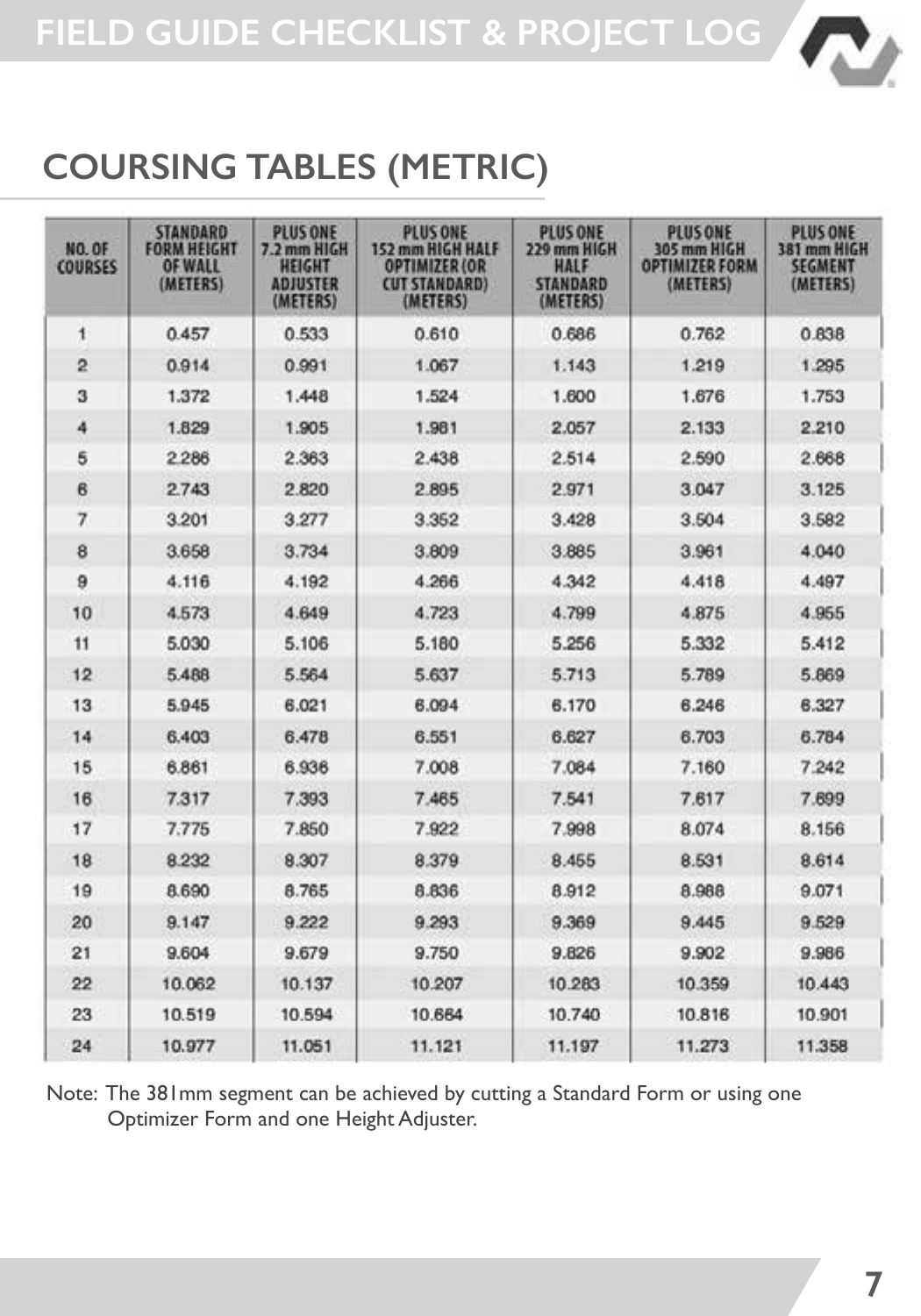## COURSING TABLES (METRIC)

| NO. OF COURSES | STANDARD FORM HEIGHT OF WALL (METERS) | PLUS ONE 7.2 mm HIGH HEIGHT ADJUSTER (METERS) | PLUS ONE 152 mm HIGH HALF OPTIMIZER (OR CUT STANDARD) (METERS) | PLUS ONE 229 mm HIGH HALF STANDARD (METERS) | PLUS ONE 305 mm HIGH OPTIMIZER FORM (METERS) | PLUS ONE 381 mm HIGH SEGMENT (METERS) |
|---|---|---|---|---|---|---|
| 1 | 0.457 | 0.533 | 0.610 | 0.686 | 0.762 | 0.838 |
| 2 | 0.914 | 0.991 | 1.067 | 1.143 | 1.219 | 1.295 |
| 3 | 1.372 | 1.448 | 1.524 | 1.600 | 1.676 | 1.753 |
| 4 | 1.829 | 1.905 | 1.981 | 2.057 | 2.133 | 2.210 |
| 5 | 2.286 | 2.363 | 2.438 | 2.514 | 2.590 | 2.668 |
| 6 | 2.743 | 2.820 | 2.895 | 2.971 | 3.047 | 3.125 |
| 7 | 3.201 | 3.277 | 3.352 | 3.428 | 3.504 | 3.582 |
| 8 | 3.658 | 3.734 | 3.809 | 3.885 | 3.961 | 4.040 |
| 9 | 4.116 | 4.192 | 4.266 | 4.342 | 4.418 | 4.497 |
| 10 | 4.573 | 4.649 | 4.723 | 4.799 | 4.875 | 4.955 |
| 11 | 5.030 | 5.106 | 5.180 | 5.256 | 5.332 | 5.412 |
| 12 | 5.488 | 5.564 | 5.637 | 5.713 | 5.789 | 5.869 |
| 13 | 5.945 | 6.021 | 6.094 | 6.170 | 6.246 | 6.327 |
| 14 | 6.403 | 6.478 | 6.551 | 6.627 | 6.703 | 6.784 |
| 15 | 6.861 | 6.936 | 7.008 | 7.084 | 7.160 | 7.242 |
| 16 | 7.317 | 7.393 | 7.465 | 7.541 | 7.617 | 7.699 |
| 17 | 7.775 | 7.850 | 7.922 | 7.998 | 8.074 | 8.156 |
| 18 | 8.232 | 8.307 | 8.379 | 8.455 | 8.531 | 8.614 |
| 19 | 8.690 | 8.765 | 8.836 | 8.912 | 8.988 | 9.071 |
| 20 | 9.147 | 9.222 | 9.293 | 9.369 | 9.445 | 9.529 |
| 21 | 9.604 | 9.679 | 9.750 | 9.826 | 9.902 | 9.986 |
| 22 | 10.062 | 10.137 | 10.207 | 10.283 | 10.359 | 10.443 |
| 23 | 10.519 | 10.594 | 10.664 | 10.740 | 10.816 | 10.901 |
| 24 | 10.977 | 11.051 | 11.121 | 11.197 | 11.273 | 11.358 |

Note: The 381mm segment can be achieved by cutting a Standard Form or using one Optimizer Form and one Height Adjuster.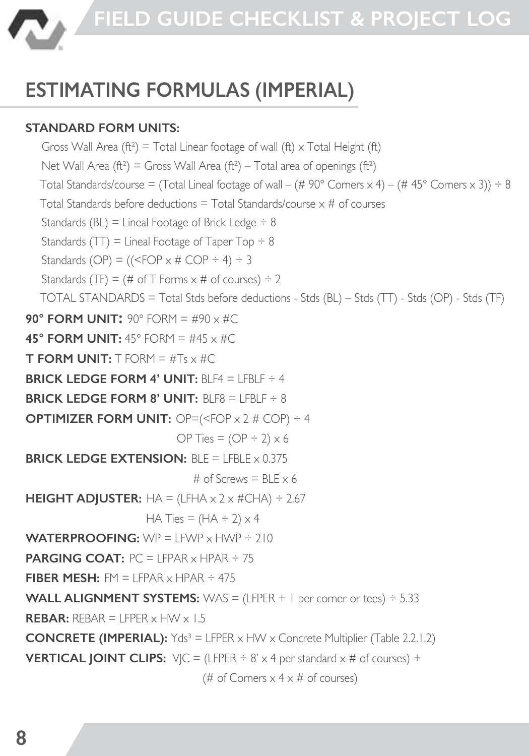## ESTIMATING FORMULAS (IMPERIAL)

**STANDARD FORM UNITS:**

Gross Wall Area ($ft^2$) = Total Linear footage of wall (ft) x Total Height (ft)

Net Wall Area ($ft^2$) = Gross Wall Area ($ft^2$) – Total area of openings ($ft^2$)

Total Standards/course = (Total Lineal footage of wall – (# 90° Corners x 4) – (# 45° Corners x 3)) ÷ 8

Total Standards before deductions = Total Standards/course x # of courses

Standards (BL) = Lineal Footage of Brick Ledge ÷ 8

Standards (TT) = Lineal Footage of Taper Top ÷ 8

Standards (OP) = ((<FOP x # COP ÷ 4) ÷ 3

Standards (TF) = (# of T Forms x # of courses) ÷ 2

TOTAL STANDARDS = Total Stds before deductions - Stds (BL) – Stds (TT) - Stds (OP) - Stds (TF)

**90° FORM UNIT:** 90° FORM = #90 x #C

**45° FORM UNIT:** 45° FORM = #45 x #C

**T FORM UNIT:** T FORM = #Ts x #C

**BRICK LEDGE FORM 4' UNIT:** BLF4 = LFBLF ÷ 4

**BRICK LEDGE FORM 8' UNIT:** BLF8 = LFBLF ÷ 8

**OPTIMIZER FORM UNIT:** OP=(<FOP x 2 # COP) ÷ 4

OP Ties = (OP ÷ 2) x 6

**BRICK LEDGE EXTENSION:** BLE = LFBLE x 0.375

# of Screws = BLE x 6

**HEIGHT ADJUSTER:** HA = (LFHA x 2 x #CHA) ÷ 2.67

HA Ties = (HA ÷ 2) x 4

**WATERPROOFING:** WP = LFWP x HWP ÷ 210

**PARGING COAT:** PC = LFPAR x HPAR ÷ 75

**FIBER MESH:** FM = LFPAR x HPAR ÷ 475

**WALL ALIGNMENT SYSTEMS:** WAS = (LFPER + 1 per corner or tees) ÷ 5.33

**REBAR:** REBAR = LFPER x HW x 1.5

**CONCRETE (IMPERIAL):** $Yds^3$ = LFPER x HW x Concrete Multiplier (Table 2.2.1.2)

**VERTICAL JOINT CLIPS:** VJC = (LFPER ÷ 8' x 4 per standard x # of courses) + (# of Corners x 4 x # of courses)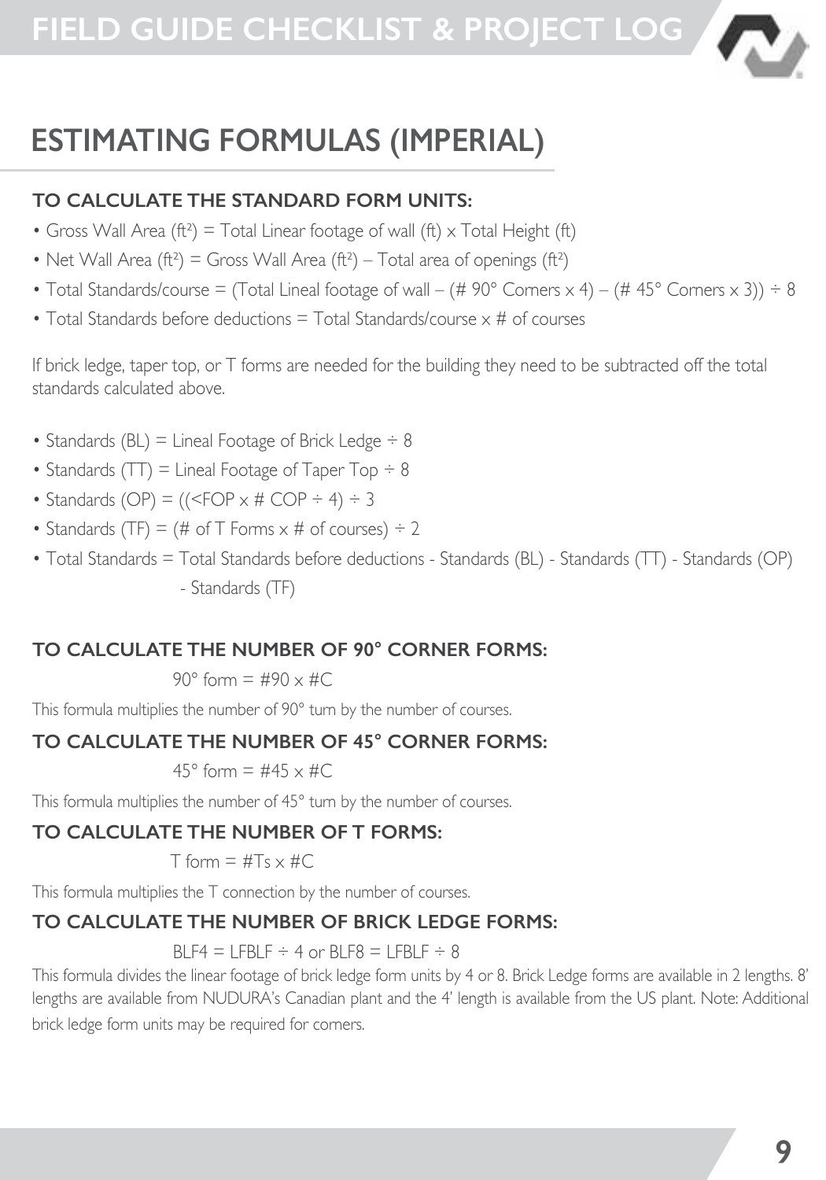# ESTIMATING FORMULAS (IMPERIAL)

### TO CALCULATE THE STANDARD FORM UNITS:

- Gross Wall Area ($ft^2$) = Total Linear footage of wall (ft) x Total Height (ft)
- Net Wall Area ($ft^2$) = Gross Wall Area ($ft^2$) – Total area of openings ($ft^2$)
- Total Standards/course = (Total Lineal footage of wall – (# 90° Corners x 4) – (# 45° Corners x 3)) ÷ 8
- Total Standards before deductions = Total Standards/course x # of courses

If brick ledge, taper top, or T forms are needed for the building they need to be subtracted off the total standards calculated above.

- Standards (BL) = Lineal Footage of Brick Ledge ÷ 8
- Standards (TT) = Lineal Footage of Taper Top ÷ 8
- Standards (OP) = ((<FOP x # COP ÷ 4) ÷ 3
- Standards (TF) = (# of T Forms x # of courses) ÷ 2
- Total Standards = Total Standards before deductions - Standards (BL) - Standards (TT) - Standards (OP) - Standards (TF)

### TO CALCULATE THE NUMBER OF 90° CORNER FORMS:

90° form = #90 x #C

This formula multiplies the number of 90° turn by the number of courses.

### TO CALCULATE THE NUMBER OF 45° CORNER FORMS:

45° form = #45 x #C

This formula multiplies the number of 45° turn by the number of courses.

### TO CALCULATE THE NUMBER OF T FORMS:

T form = #Ts x #C

This formula multiplies the T connection by the number of courses.

### TO CALCULATE THE NUMBER OF BRICK LEDGE FORMS:

BLF4 = LFBLF ÷ 4 or BLF8 = LFBLF ÷ 8

This formula divides the linear footage of brick ledge form units by 4 or 8. Brick Ledge forms are available in 2 lengths. 8' lengths are available from NUDURA's Canadian plant and the 4' length is available from the US plant. Note: Additional brick ledge form units may be required for corners.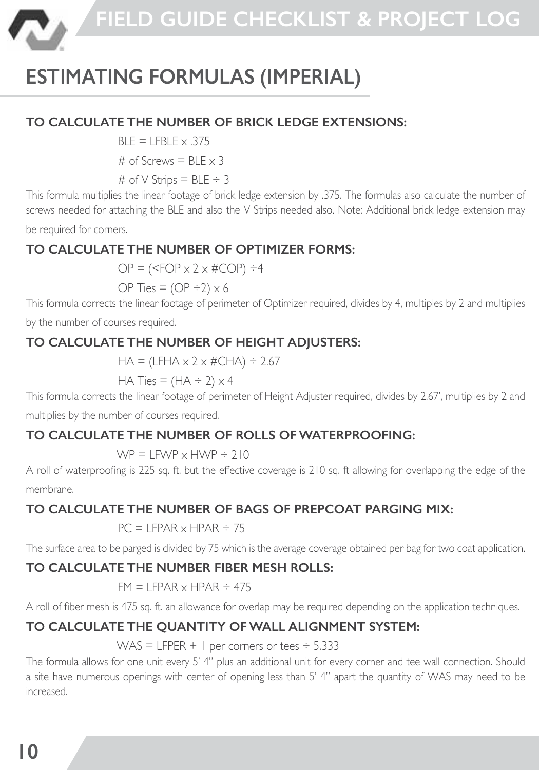# ESTIMATING FORMULAS (IMPERIAL)

### TO CALCULATE THE NUMBER OF BRICK LEDGE EXTENSIONS:

BLE = LFBLE x .375

# of Screws = BLE x 3

# of V Strips = BLE ÷ 3

This formula multiplies the linear footage of brick ledge extension by .375. The formulas also calculate the number of screws needed for attaching the BLE and also the V Strips needed also. Note: Additional brick ledge extension may be required for corners.

### TO CALCULATE THE NUMBER OF OPTIMIZER FORMS:

OP = (<FOP x 2 x #COP) ÷4

OP Ties = (OP ÷2) x 6

This formula corrects the linear footage of perimeter of Optimizer required, divides by 4, multiples by 2 and multiplies by the number of courses required.

### TO CALCULATE THE NUMBER OF HEIGHT ADJUSTERS:

HA = (LFHA x 2 x #CHA) ÷ 2.67

HA Ties = (HA ÷ 2) x 4

This formula corrects the linear footage of perimeter of Height Adjuster required, divides by 2.67', multiplies by 2 and multiplies by the number of courses required.

### TO CALCULATE THE NUMBER OF ROLLS OF WATERPROOFING:

WP = LFWP x HWP ÷ 210

A roll of waterproofing is 225 sq. ft. but the effective coverage is 210 sq. ft allowing for overlapping the edge of the membrane.

### TO CALCULATE THE NUMBER OF BAGS OF PREPCOAT PARGING MIX:

PC = LFPAR x HPAR ÷ 75

The surface area to be parged is divided by 75 which is the average coverage obtained per bag for two coat application.

### TO CALCULATE THE NUMBER FIBER MESH ROLLS:

FM = LFPAR x HPAR ÷ 475

A roll of fiber mesh is 475 sq. ft. an allowance for overlap may be required depending on the application techniques.

### TO CALCULATE THE QUANTITY OF WALL ALIGNMENT SYSTEM:

WAS = LFPER + 1 per corners or tees ÷ 5.333

The formula allows for one unit every 5' 4" plus an additional unit for every corner and tee wall connection. Should a site have numerous openings with center of opening less than 5' 4" apart the quantity of WAS may need to be increased.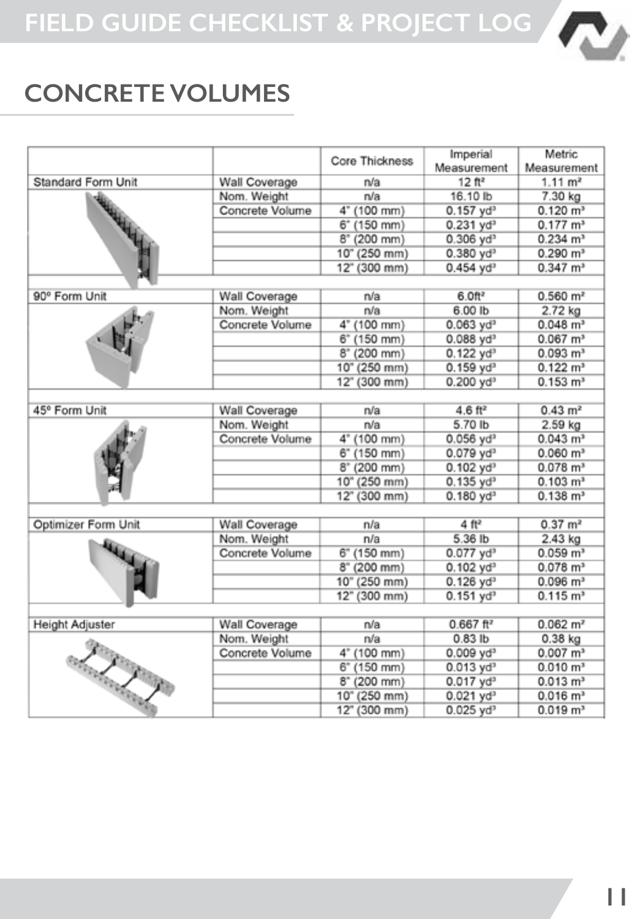## CONCRETE VOLUMES

| | | Core Thickness | Imperial Measurement | Metric Measurement |
|---|---|---|---|---|
| Standard Form Unit | Wall Coverage | n/a | 12 ft² | 1.11 m² |
| | Nom. Weight | n/a | 16.10 lb | 7.30 kg |
| | Concrete Volume | 4" (100 mm) | 0.157 yd³ | 0.120 m³ |
| | | 6" (150 mm) | 0.231 yd³ | 0.177 m³ |
| | | 8" (200 mm) | 0.306 yd³ | 0.234 m³ |
| | | 10" (250 mm) | 0.380 yd³ | 0.290 m³ |
| | | 12" (300 mm) | 0.454 yd³ | 0.347 m³ |
| | | | | |
| 90º Form Unit | Wall Coverage | n/a | 6.0ft² | 0.560 m² |
| | Nom. Weight | n/a | 6.00 lb | 2.72 kg |
| | Concrete Volume | 4" (100 mm) | 0.063 yd³ | 0.048 m³ |
| | | 6" (150 mm) | 0.088 yd³ | 0.067 m³ |
| | | 8" (200 mm) | 0.122 yd³ | 0.093 m³ |
| | | 10" (250 mm) | 0.159 yd³ | 0.122 m³ |
| | | 12" (300 mm) | 0.200 yd³ | 0.153 m³ |
| | | | | |
| 45º Form Unit | Wall Coverage | n/a | 4.6 ft² | 0.43 m² |
| | Nom. Weight | n/a | 5.70 lb | 2.59 kg |
| | Concrete Volume | 4" (100 mm) | 0.056 yd³ | 0.043 m³ |
| | | 6" (150 mm) | 0.079 yd³ | 0.060 m³ |
| | | 8" (200 mm) | 0.102 yd³ | 0.078 m³ |
| | | 10" (250 mm) | 0.135 yd³ | 0.103 m³ |
| | | 12" (300 mm) | 0.180 yd³ | 0.138 m³ |
| | | | | |
| Optimizer Form Unit | Wall Coverage | n/a | 4 ft² | 0.37 m² |
| | Nom. Weight | n/a | 5.36 lb | 2.43 kg |
| | Concrete Volume | 6" (150 mm) | 0.077 yd³ | 0.059 m³ |
| | | 8" (200 mm) | 0.102 yd³ | 0.078 m³ |
| | | 10" (250 mm) | 0.126 yd³ | 0.096 m³ |
| | | 12" (300 mm) | 0.151 yd³ | 0.115 m³ |
| | | | | |
| Height Adjuster | Wall Coverage | n/a | 0.667 ft² | 0.062 m² |
| | Nom. Weight | n/a | 0.83 lb | 0.38 kg |
| | Concrete Volume | 4" (100 mm) | 0.009 yd³ | 0.007 m³ |
| | | 6" (150 mm) | 0.013 yd³ | 0.010 m³ |
| | | 8" (200 mm) | 0.017 yd³ | 0.013 m³ |
| | | 10" (250 mm) | 0.021 yd³ | 0.016 m³ |
| | | 12" (300 mm) | 0.025 yd³ | 0.019 m³ |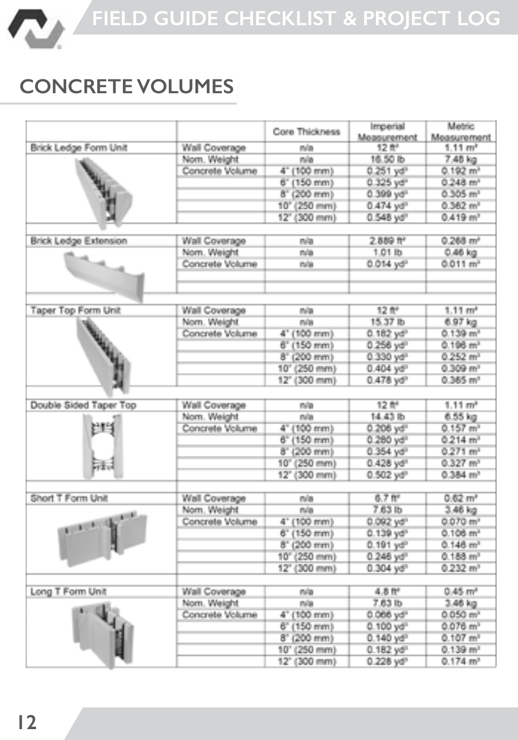# CONCRETE VOLUMES

| | | Core Thickness | Imperial Measurement | Metric Measurement |
|---|---|---|---|---|
| Brick Ledge Form Unit | Wall Coverage | n/a | 12 ft² | 1.11 m² |
| | Nom. Weight | n/a | 16.50 lb | 7.48 kg |
| | Concrete Volume | 4" (100 mm) | 0.251 yd³ | 0.192 m³ |
| | | 6" (150 mm) | 0.325 yd³ | 0.248 m³ |
| | | 8" (200 mm) | 0.399 yd³ | 0.305 m³ |
| | | 10" (250 mm) | 0.474 yd³ | 0.362 m³ |
| | | 12" (300 mm) | 0.548 yd³ | 0.419 m³ |
| | | | | |
| Brick Ledge Extension | Wall Coverage | n/a | 2.889 ft² | 0.268 m² |
| | Nom. Weight | n/a | 1.01 lb | 0.46 kg |
| | Concrete Volume | n/a | 0.014 yd³ | 0.011 m³ |
| | | | | |
| | | | | |
| | | | | |
| Taper Top Form Unit | Wall Coverage | n/a | 12 ft² | 1.11 m² |
| | Nom. Weight | n/a | 15.37 lb | 6.97 kg |
| | Concrete Volume | 4" (100 mm) | 0.182 yd³ | 0.139 m³ |
| | | 6" (150 mm) | 0.256 yd³ | 0.196 m³ |
| | | 8" (200 mm) | 0.330 yd³ | 0.252 m³ |
| | | 10" (250 mm) | 0.404 yd³ | 0.309 m³ |
| | | 12" (300 mm) | 0.478 yd³ | 0.365 m³ |
| | | | | |
| Double Sided Taper Top | Wall Coverage | n/a | 12 ft² | 1.11 m² |
| | Nom. Weight | n/a | 14.43 lb | 6.55 kg |
| | Concrete Volume | 4" (100 mm) | 0.206 yd³ | 0.157 m³ |
| | | 6" (150 mm) | 0.280 yd³ | 0.214 m³ |
| | | 8" (200 mm) | 0.354 yd³ | 0.271 m³ |
| | | 10" (250 mm) | 0.428 yd³ | 0.327 m³ |
| | | 12" (300 mm) | 0.502 yd³ | 0.384 m³ |
| | | | | |
| Short T Form Unit | Wall Coverage | n/a | 6.7 ft² | 0.62 m² |
| | Nom. Weight | n/a | 7.63 lb | 3.46 kg |
| | Concrete Volume | 4" (100 mm) | 0.092 yd³ | 0.070 m³ |
| | | 6" (150 mm) | 0.139 yd³ | 0.106 m³ |
| | | 8" (200 mm) | 0.191 yd³ | 0.146 m³ |
| | | 10" (250 mm) | 0.246 yd³ | 0.188 m³ |
| | | 12" (300 mm) | 0.304 yd³ | 0.232 m³ |
| | | | | |
| Long T Form Unit | Wall Coverage | n/a | 4.8 ft² | 0.45 m² |
| | Nom. Weight | n/a | 7.63 lb | 3.46 kg |
| | Concrete Volume | 4" (100 mm) | 0.066 yd³ | 0.050 m³ |
| | | 6" (150 mm) | 0.100 yd³ | 0.078 m³ |
| | | 8" (200 mm) | 0.140 yd³ | 0.107 m³ |
| | | 10" (250 mm) | 0.182 yd³ | 0.139 m³ |
| | | 12" (300 mm) | 0.228 yd³ | 0.174 m³ |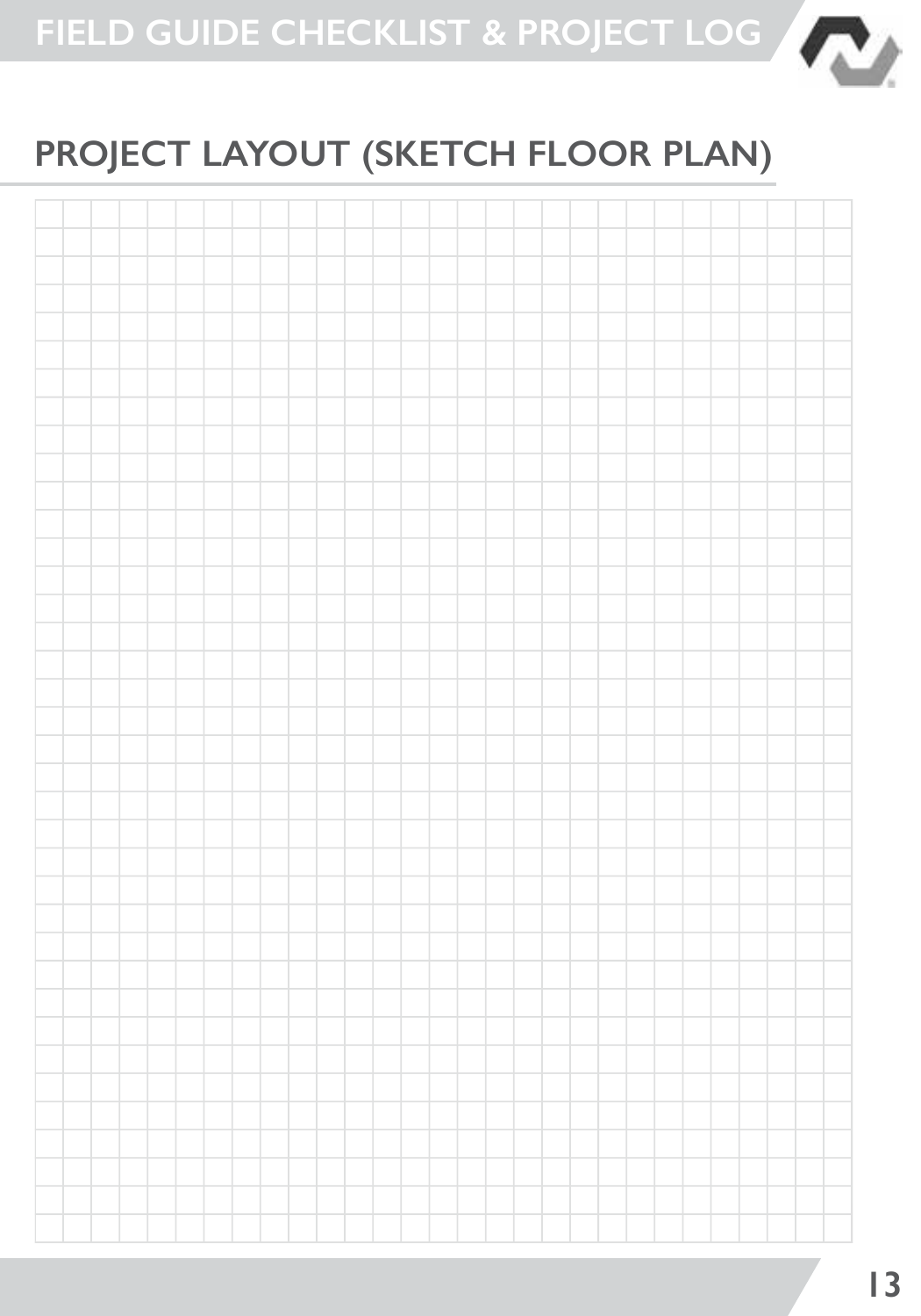## PROJECT LAYOUT (SKETCH FLOOR PLAN)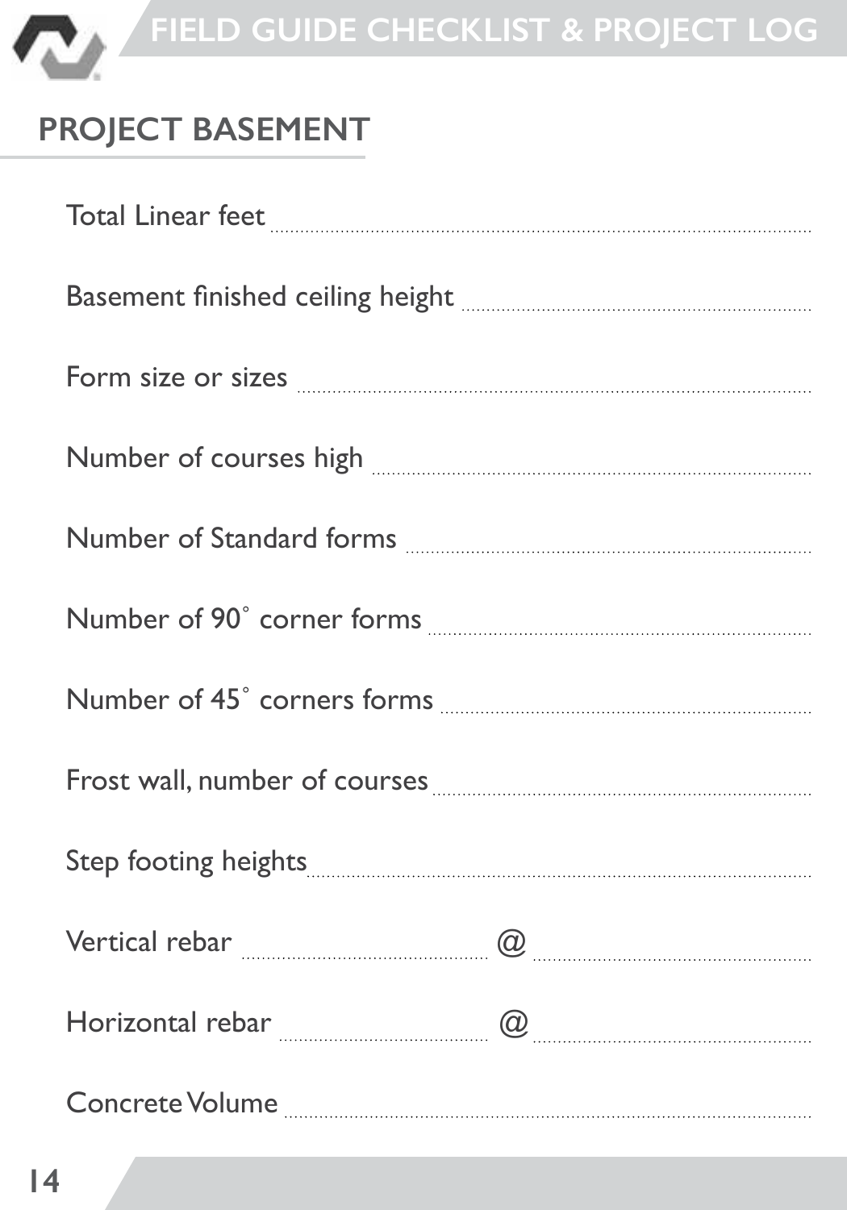## PROJECT BASEMENT

Total Linear feet ..........................................................................................................

Basement finished ceiling height ....................................................................

Form size or sizes ..........................................................................................

Number of courses high ..................................................................................

Number of Standard forms ..............................................................................

Number of 90° corner forms ............................................................................

Number of 45° corners forms ..........................................................................

Frost wall, number of courses ..........................................................................

Step footing heights..........................................................................................

Vertical rebar .............................................. @ ......................................................

Horizontal rebar ......................................... @ ......................................................

Concrete Volume ..........................................................................................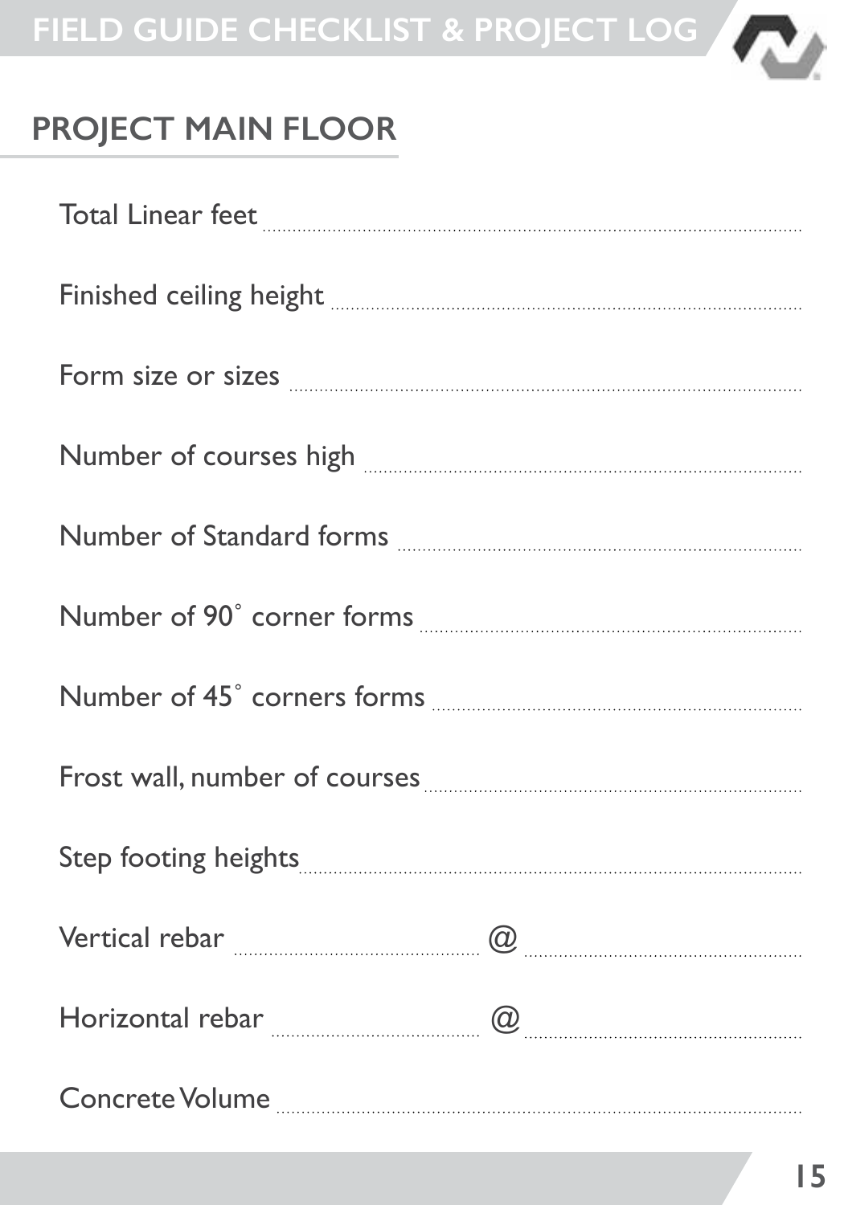## PROJECT MAIN FLOOR

Total Linear feet ..........................................................................................

Finished ceiling height ..........................................................................................

Form size or sizes ..........................................................................................

Number of courses high ..........................................................................................

Number of Standard forms ..........................................................................................

Number of 90° corner forms ..........................................................................................

Number of 45° corners forms ..........................................................................................

Frost wall, number of courses ..........................................................................................

Step footing heights ..........................................................................................

Vertical rebar .................................... @ ....................................

Horizontal rebar .................................... @ ....................................

Concrete Volume ..........................................................................................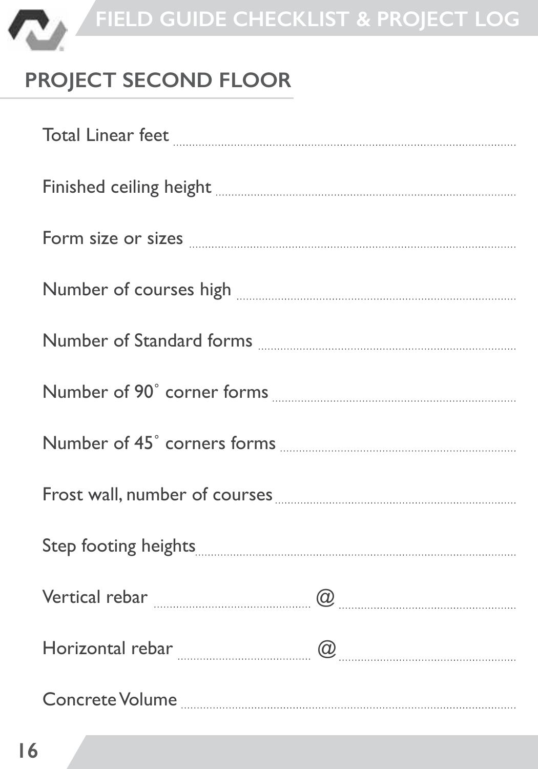## PROJECT SECOND FLOOR

Total Linear feet ..........................................................................................

Finished ceiling height ..........................................................................................

Form size or sizes ..........................................................................................

Number of courses high ..........................................................................................

Number of Standard forms ..........................................................................................

Number of 90˚ corner forms ..........................................................................................

Number of 45˚ corners forms ..........................................................................................

Frost wall, number of courses ..........................................................................................

Step footing heights ..........................................................................................

Vertical rebar .......................................... @ ..........................................

Horizontal rebar .......................................... @ ..........................................

Concrete Volume ..........................................................................................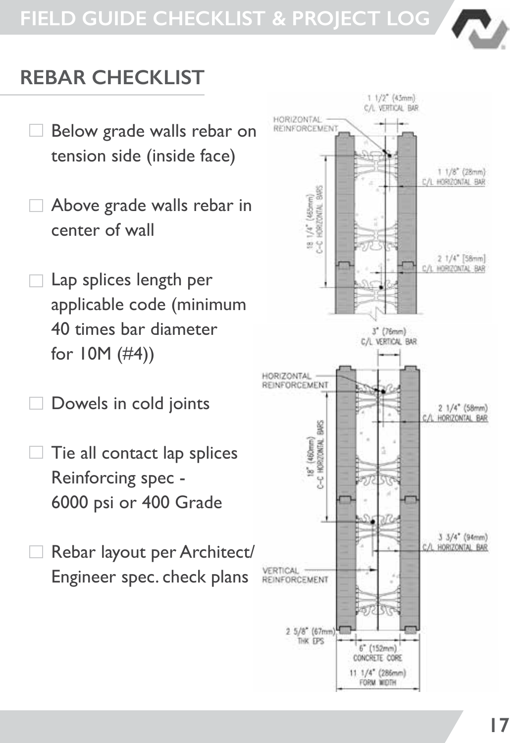## REBAR CHECKLIST

- ☐ Below grade walls rebar on tension side (inside face)
- ☐ Above grade walls rebar in center of wall
- ☐ Lap splices length per applicable code (minimum 40 times bar diameter for 10M (#4))
- ☐ Dowels in cold joints
- ☐ Tie all contact lap splices Reinforcing spec - 6000 psi or 400 Grade
- ☐ Rebar layout per Architect/ Engineer spec. check plans

HORIZONTAL REINFORCEMENT

1 1/2" (43mm) C/L VERTICAL BAR

1 1/8" (28mm) C/L HORIZONTAL BAR

18 1/4" (465mm) C-C HORIZONTAL BARS

2 1/4" [58mm] C/L HORIZONTAL BAR

3" (76mm) C/L VERTICAL BAR

HORIZONTAL REINFORCEMENT

2 1/4" (58mm) C/L HORIZONTAL BAR

18" (460mm) C-C HORIZONTAL BARS

3 3/4" (94mm) C/L HORIZONTAL BAR

VERTICAL REINFORCEMENT

2 5/8" (67mm) THK EPS

6" (152mm) CONCRETE CORE

11 1/4" (286mm) FORM WIDTH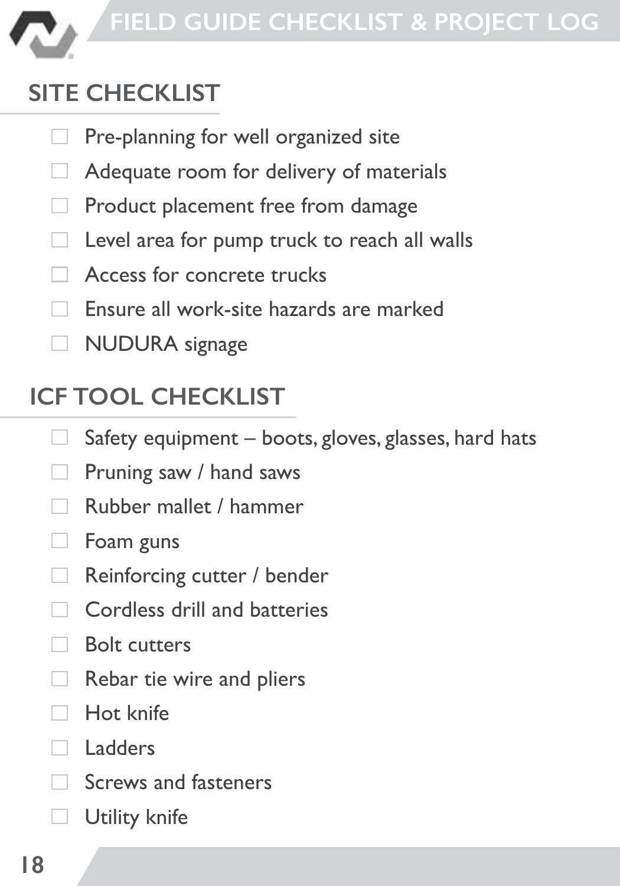## SITE CHECKLIST

- ☐ Pre-planning for well organized site
- ☐ Adequate room for delivery of materials
- ☐ Product placement free from damage
- ☐ Level area for pump truck to reach all walls
- ☐ Access for concrete trucks
- ☐ Ensure all work-site hazards are marked
- ☐ NUDURA signage

## ICF TOOL CHECKLIST

- ☐ Safety equipment – boots, gloves, glasses, hard hats
- ☐ Pruning saw / hand saws
- ☐ Rubber mallet / hammer
- ☐ Foam guns
- ☐ Reinforcing cutter / bender
- ☐ Cordless drill and batteries
- ☐ Bolt cutters
- ☐ Rebar tie wire and pliers
- ☐ Hot knife
- ☐ Ladders
- ☐ Screws and fasteners
- ☐ Utility knife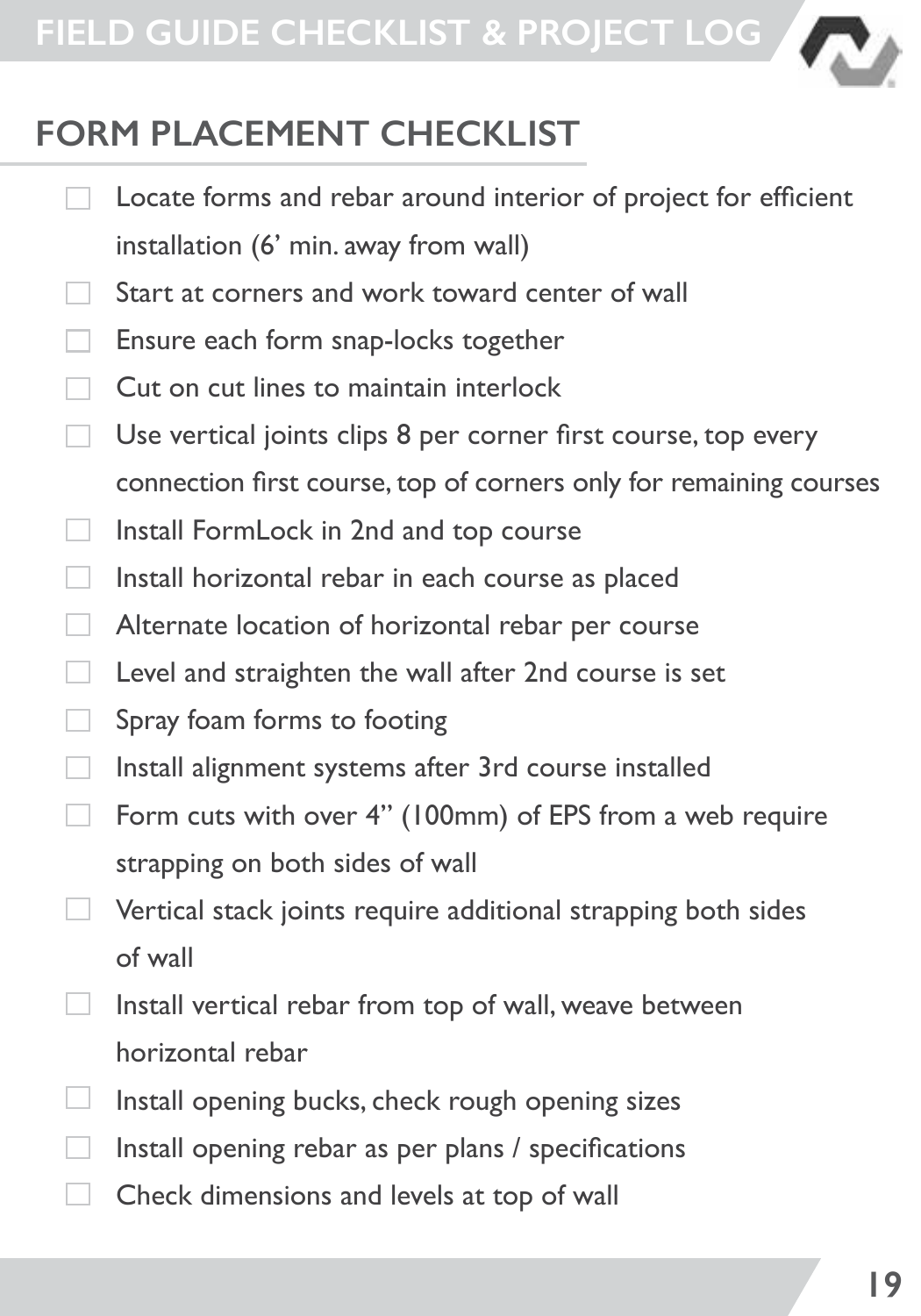## FORM PLACEMENT CHECKLIST

- ☐ Locate forms and rebar around interior of project for efficient installation (6' min. away from wall)
- ☐ Start at corners and work toward center of wall
- ☐ Ensure each form snap-locks together
- ☐ Cut on cut lines to maintain interlock
- ☐ Use vertical joints clips 8 per corner first course, top every connection first course, top of corners only for remaining courses
- ☐ Install FormLock in 2nd and top course
- ☐ Install horizontal rebar in each course as placed
- ☐ Alternate location of horizontal rebar per course
- ☐ Level and straighten the wall after 2nd course is set
- ☐ Spray foam forms to footing
- ☐ Install alignment systems after 3rd course installed
- ☐ Form cuts with over 4" (100mm) of EPS from a web require strapping on both sides of wall
- ☐ Vertical stack joints require additional strapping both sides of wall
- ☐ Install vertical rebar from top of wall, weave between horizontal rebar
- ☐ Install opening bucks, check rough opening sizes
- ☐ Install opening rebar as per plans / specifications
- ☐ Check dimensions and levels at top of wall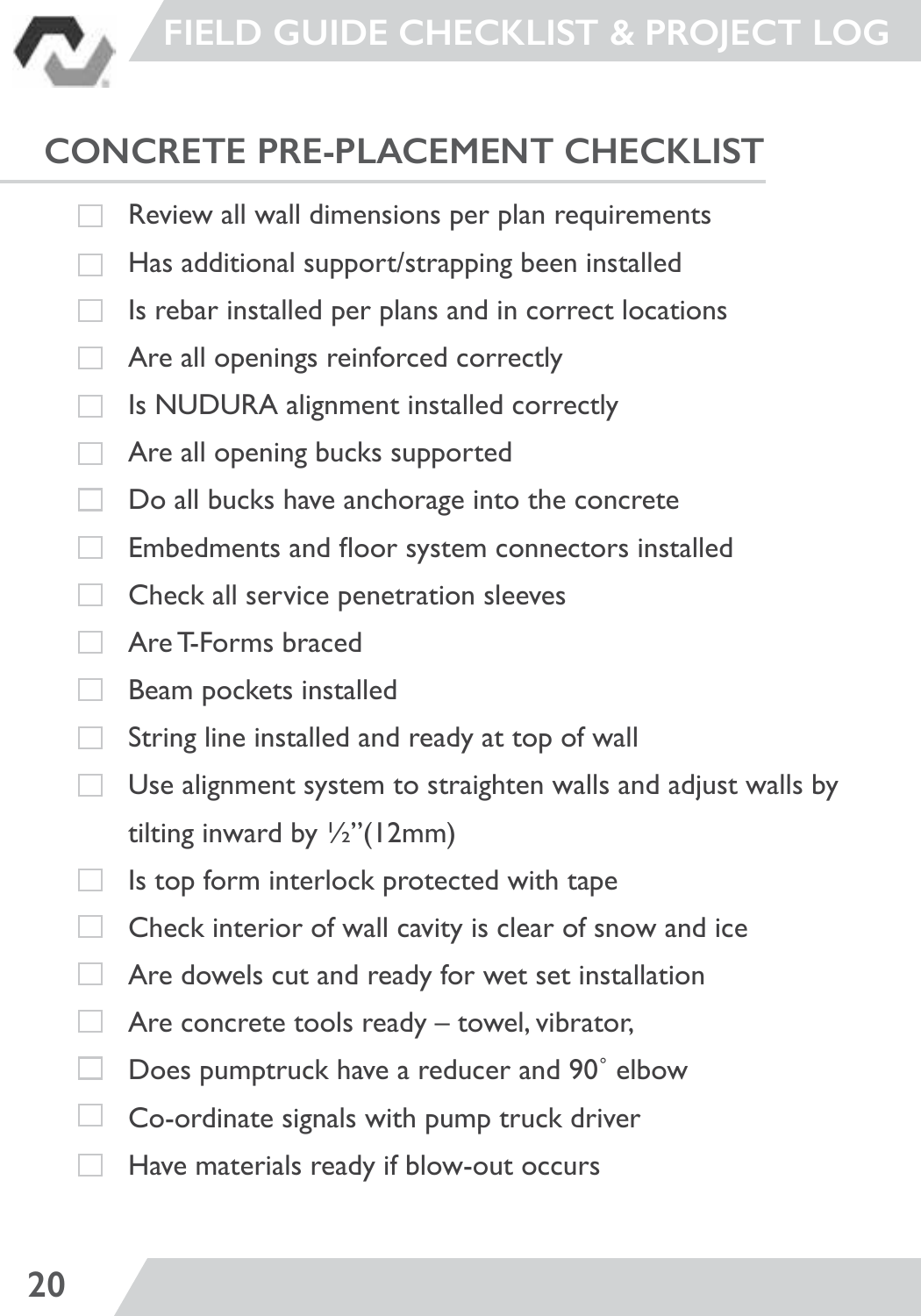## CONCRETE PRE-PLACEMENT CHECKLIST

- ☐ Review all wall dimensions per plan requirements
- ☐ Has additional support/strapping been installed
- ☐ Is rebar installed per plans and in correct locations
- ☐ Are all openings reinforced correctly
- ☐ Is NUDURA alignment installed correctly
- ☐ Are all opening bucks supported
- ☐ Do all bucks have anchorage into the concrete
- ☐ Embedments and floor system connectors installed
- ☐ Check all service penetration sleeves
- ☐ Are T-Forms braced
- ☐ Beam pockets installed
- ☐ String line installed and ready at top of wall
- ☐ Use alignment system to straighten walls and adjust walls by tilting inward by ½"(12mm)
- ☐ Is top form interlock protected with tape
- ☐ Check interior of wall cavity is clear of snow and ice
- ☐ Are dowels cut and ready for wet set installation
- ☐ Are concrete tools ready – towel, vibrator,
- ☐ Does pumptruck have a reducer and 90˚ elbow
- ☐ Co-ordinate signals with pump truck driver
- ☐ Have materials ready if blow-out occurs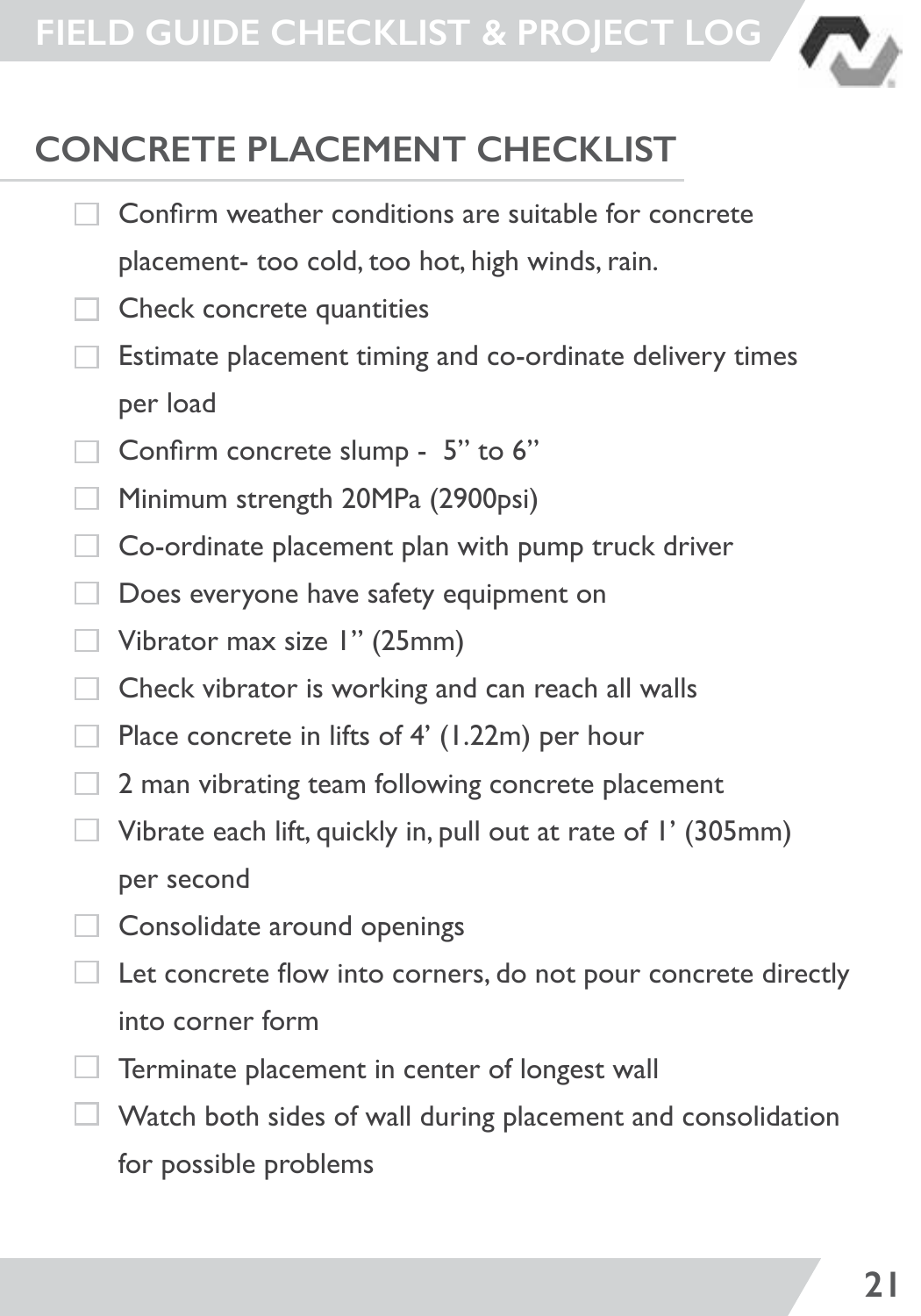## CONCRETE PLACEMENT CHECKLIST

- [ ] Confirm weather conditions are suitable for concrete placement- too cold, too hot, high winds, rain.
- [ ] Check concrete quantities
- [ ] Estimate placement timing and co-ordinate delivery times per load
- [ ] Confirm concrete slump - 5" to 6"
- [ ] Minimum strength 20MPa (2900psi)
- [ ] Co-ordinate placement plan with pump truck driver
- [ ] Does everyone have safety equipment on
- [ ] Vibrator max size 1" (25mm)
- [ ] Check vibrator is working and can reach all walls
- [ ] Place concrete in lifts of 4' (1.22m) per hour
- [ ] 2 man vibrating team following concrete placement
- [ ] Vibrate each lift, quickly in, pull out at rate of 1' (305mm) per second
- [ ] Consolidate around openings
- [ ] Let concrete flow into corners, do not pour concrete directly into corner form
- [ ] Terminate placement in center of longest wall
- [ ] Watch both sides of wall during placement and consolidation for possible problems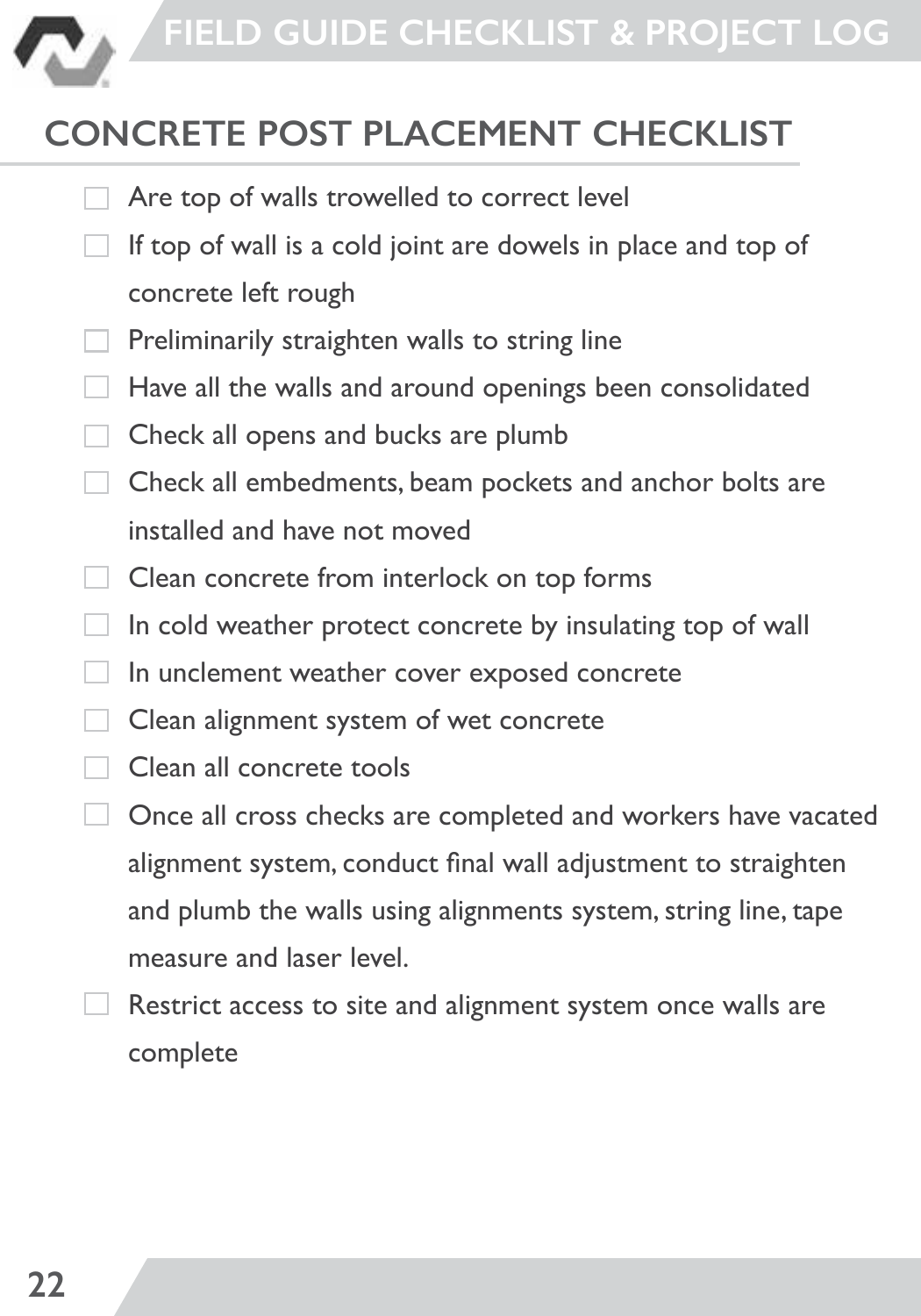# CONCRETE POST PLACEMENT CHECKLIST

- ☐ Are top of walls trowelled to correct level
- ☐ If top of wall is a cold joint are dowels in place and top of concrete left rough
- ☐ Preliminarily straighten walls to string line
- ☐ Have all the walls and around openings been consolidated
- ☐ Check all opens and bucks are plumb
- ☐ Check all embedments, beam pockets and anchor bolts are installed and have not moved
- ☐ Clean concrete from interlock on top forms
- ☐ In cold weather protect concrete by insulating top of wall
- ☐ In unclement weather cover exposed concrete
- ☐ Clean alignment system of wet concrete
- ☐ Clean all concrete tools
- ☐ Once all cross checks are completed and workers have vacated alignment system, conduct final wall adjustment to straighten and plumb the walls using alignments system, string line, tape measure and laser level.
- ☐ Restrict access to site and alignment system once walls are complete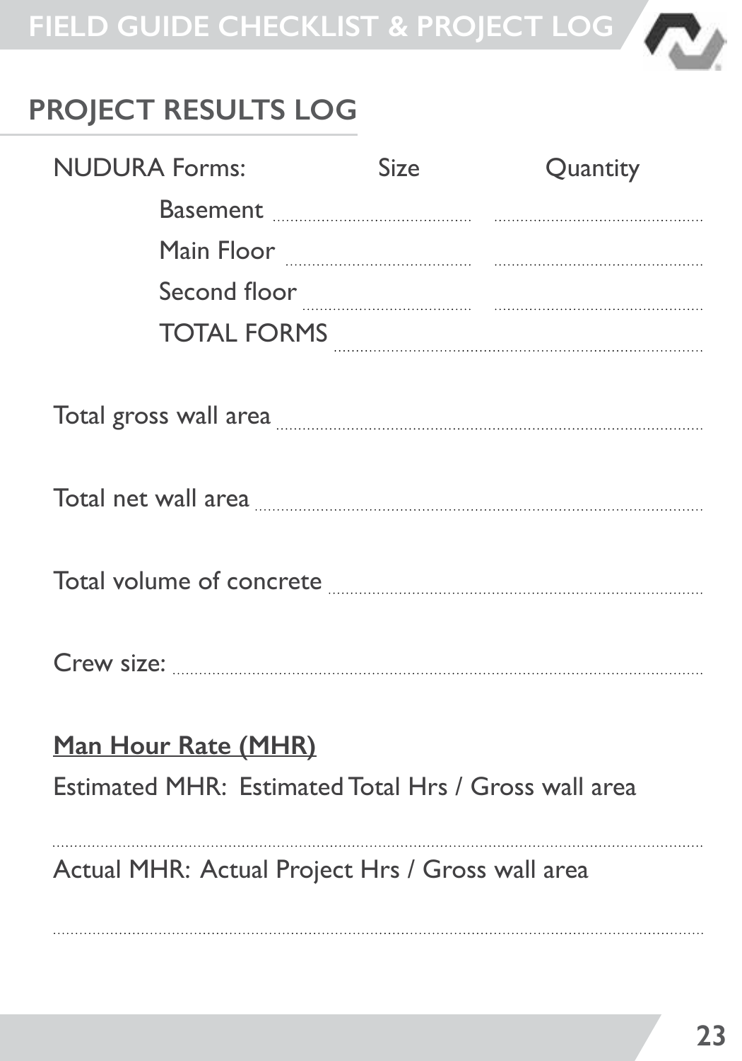## PROJECT RESULTS LOG

| NUDURA Forms: | Size | Quantity |
|---|---|---|
| Basement | ........................ | ........................ |
| Main Floor | ........................ | ........................ |
| Second floor | ........................ | ........................ |
| TOTAL FORMS | ................................................ | |

Total gross wall area ................................................

Total net wall area ................................................

Total volume of concrete ................................................

Crew size: ................................................

**<u>Man Hour Rate (MHR)</u>**

Estimated MHR: Estimated Total Hrs / Gross wall area

................................................

Actual MHR: Actual Project Hrs / Gross wall area

................................................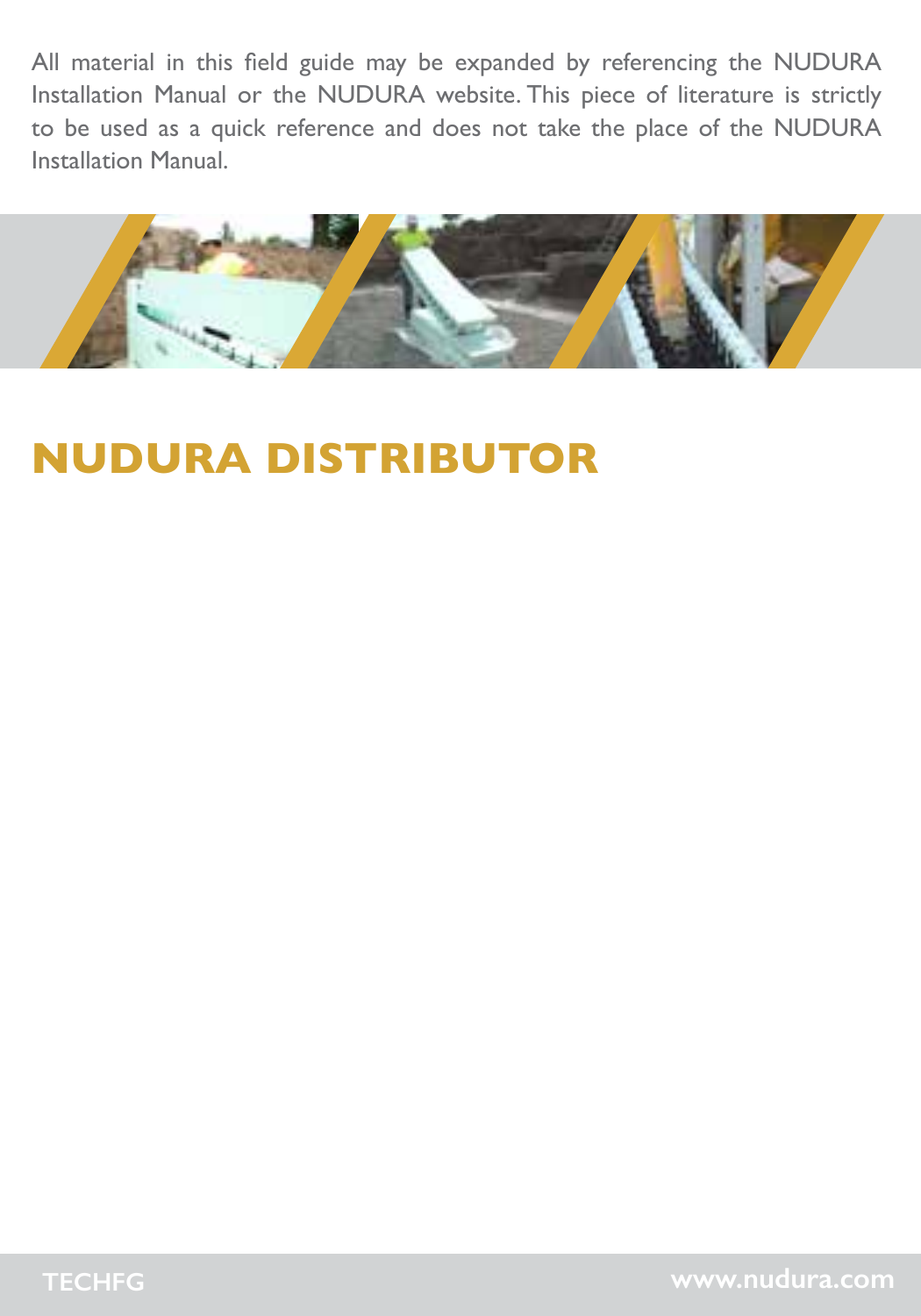All material in this field guide may be expanded by referencing the NUDURA Installation Manual or the NUDURA website. This piece of literature is strictly to be used as a quick reference and does not take the place of the NUDURA Installation Manual.

## NUDURA DISTRIBUTOR

TECHFG

www.nudura.com